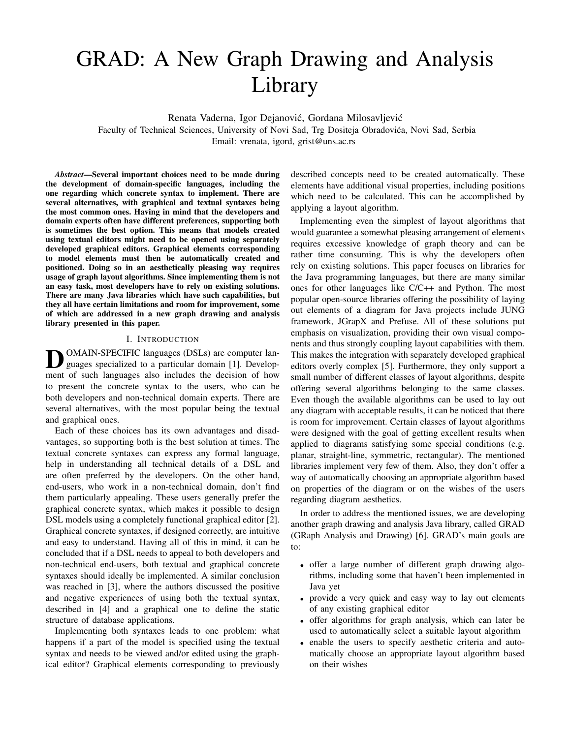# GRAD: A New Graph Drawing and Analysis Library

Renata Vaderna, Igor Dejanović, Gordana Milosavljević
Faculty of Technical Sciences, University of Novi Sad, Trg Dositeja Obradovića, Novi Sad, Serbia
Email: vrenata, igord, grist@uns.ac.rs

***Abstract*—Several important choices need to be made during the development of domain-specific languages, including the one regarding which concrete syntax to implement. There are several alternatives, with graphical and textual syntaxes being the most common ones. Having in mind that the developers and domain experts often have different preferences, supporting both is sometimes the best option. This means that models created using textual editors might need to be opened using separately developed graphical editors. Graphical elements corresponding to model elements must then be automatically created and positioned. Doing so in an aesthetically pleasing way requires usage of graph layout algorithms. Since implementing them is not an easy task, most developers have to rely on existing solutions. There are many Java libraries which have such capabilities, but they all have certain limitations and room for improvement, some of which are addressed in a new graph drawing and analysis library presented in this paper.**

## I. Introduction

Domain-specific languages (DSLs) are computer languages specialized to a particular domain [1]. Development of such languages also includes the decision of how to present the concrete syntax to the users, who can be both developers and non-technical domain experts. There are several alternatives, with the most popular being the textual and graphical ones.

Each of these choices has its own advantages and disadvantages, so supporting both is the best solution at times. The textual concrete syntaxes can express any formal language, help in understanding all technical details of a DSL and are often preferred by the developers. On the other hand, end-users, who work in a non-technical domain, don't find them particularly appealing. These users generally prefer the graphical concrete syntax, which makes it possible to design DSL models using a completely functional graphical editor [2]. Graphical concrete syntaxes, if designed correctly, are intuitive and easy to understand. Having all of this in mind, it can be concluded that if a DSL needs to appeal to both developers and non-technical end-users, both textual and graphical concrete syntaxes should ideally be implemented. A similar conclusion was reached in [3], where the authors discussed the positive and negative experiences of using both the textual syntax, described in [4] and a graphical one to define the static structure of database applications.

Implementing both syntaxes leads to one problem: what happens if a part of the model is specified using the textual syntax and needs to be viewed and/or edited using the graphical editor? Graphical elements corresponding to previously described concepts need to be created automatically. These elements have additional visual properties, including positions which need to be calculated. This can be accomplished by applying a layout algorithm.

Implementing even the simplest of layout algorithms that would guarantee a somewhat pleasing arrangement of elements requires excessive knowledge of graph theory and can be rather time consuming. This is why the developers often rely on existing solutions. This paper focuses on libraries for the Java programming languages, but there are many similar ones for other languages like C/C++ and Python. The most popular open-source libraries offering the possibility of laying out elements of a diagram for Java projects include JUNG framework, JGrapX and Prefuse. All of these solutions put emphasis on visualization, providing their own visual components and thus strongly coupling layout capabilities with them. This makes the integration with separately developed graphical editors overly complex [5]. Furthermore, they only support a small number of different classes of layout algorithms, despite offering several algorithms belonging to the same classes. Even though the available algorithms can be used to lay out any diagram with acceptable results, it can be noticed that there is room for improvement. Certain classes of layout algorithms were designed with the goal of getting excellent results when applied to diagrams satisfying some special conditions (e.g. planar, straight-line, symmetric, rectangular). The mentioned libraries implement very few of them. Also, they don't offer a way of automatically choosing an appropriate algorithm based on properties of the diagram or on the wishes of the users regarding diagram aesthetics.

In order to address the mentioned issues, we are developing another graph drawing and analysis Java library, called GRAD (GRaph Analysis and Drawing) [6]. GRAD's main goals are to:

- offer a large number of different graph drawing algorithms, including some that haven't been implemented in Java yet
- provide a very quick and easy way to lay out elements of any existing graphical editor
- offer algorithms for graph analysis, which can later be used to automatically select a suitable layout algorithm
- enable the users to specify aesthetic criteria and automatically choose an appropriate layout algorithm based on their wishes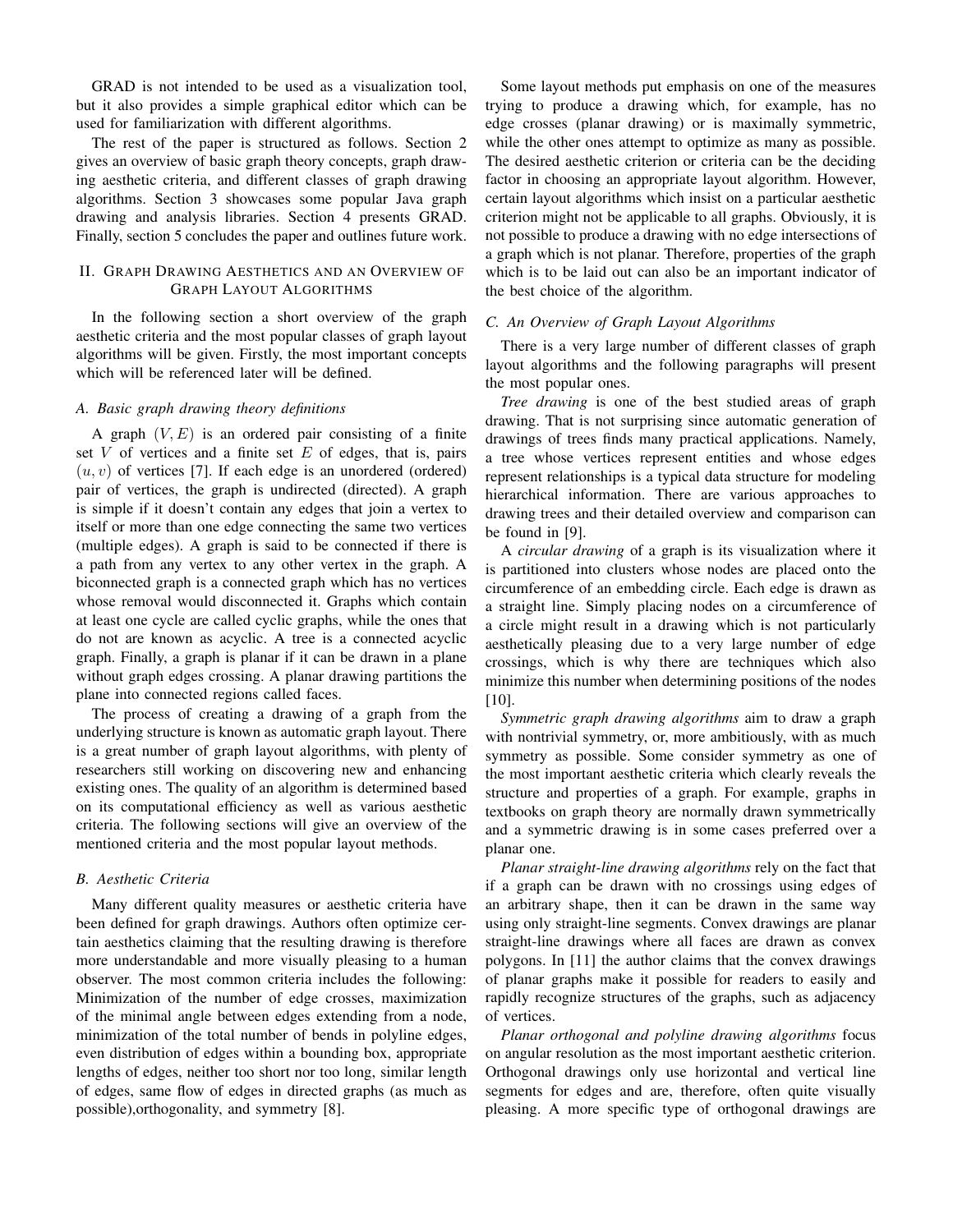GRAD is not intended to be used as a visualization tool, but it also provides a simple graphical editor which can be used for familiarization with different algorithms.

The rest of the paper is structured as follows. Section 2 gives an overview of basic graph theory concepts, graph drawing aesthetic criteria, and different classes of graph drawing algorithms. Section 3 showcases some popular Java graph drawing and analysis libraries. Section 4 presents GRAD. Finally, section 5 concludes the paper and outlines future work.

## II. Graph Drawing Aesthetics and an Overview of Graph Layout Algorithms

In the following section a short overview of the graph aesthetic criteria and the most popular classes of graph layout algorithms will be given. Firstly, the most important concepts which will be referenced later will be defined.

### A. Basic graph drawing theory definitions

A graph $(V, E)$ is an ordered pair consisting of a finite set $V$ of vertices and a finite set $E$ of edges, that is, pairs $(u, v)$ of vertices [7]. If each edge is an unordered (ordered) pair of vertices, the graph is undirected (directed). A graph is simple if it doesn't contain any edges that join a vertex to itself or more than one edge connecting the same two vertices (multiple edges). A graph is said to be connected if there is a path from any vertex to any other vertex in the graph. A biconnected graph is a connected graph which has no vertices whose removal would disconnected it. Graphs which contain at least one cycle are called cyclic graphs, while the ones that do not are known as acyclic. A tree is a connected acyclic graph. Finally, a graph is planar if it can be drawn in a plane without graph edges crossing. A planar drawing partitions the plane into connected regions called faces.

The process of creating a drawing of a graph from the underlying structure is known as automatic graph layout. There is a great number of graph layout algorithms, with plenty of researchers still working on discovering new and enhancing existing ones. The quality of an algorithm is determined based on its computational efficiency as well as various aesthetic criteria. The following sections will give an overview of the mentioned criteria and the most popular layout methods.

### B. Aesthetic Criteria

Many different quality measures or aesthetic criteria have been defined for graph drawings. Authors often optimize certain aesthetics claiming that the resulting drawing is therefore more understandable and more visually pleasing to a human observer. The most common criteria includes the following: Minimization of the number of edge crosses, maximization of the minimal angle between edges extending from a node, minimization of the total number of bends in polyline edges, even distribution of edges within a bounding box, appropriate lengths of edges, neither too short nor too long, similar length of edges, same flow of edges in directed graphs (as much as possible),orthogonality, and symmetry [8].

Some layout methods put emphasis on one of the measures trying to produce a drawing which, for example, has no edge crosses (planar drawing) or is maximally symmetric, while the other ones attempt to optimize as many as possible. The desired aesthetic criterion or criteria can be the deciding factor in choosing an appropriate layout algorithm. However, certain layout algorithms which insist on a particular aesthetic criterion might not be applicable to all graphs. Obviously, it is not possible to produce a drawing with no edge intersections of a graph which is not planar. Therefore, properties of the graph which is to be laid out can also be an important indicator of the best choice of the algorithm.

### C. An Overview of Graph Layout Algorithms

There is a very large number of different classes of graph layout algorithms and the following paragraphs will present the most popular ones.

*Tree drawing* is one of the best studied areas of graph drawing. That is not surprising since automatic generation of drawings of trees finds many practical applications. Namely, a tree whose vertices represent entities and whose edges represent relationships is a typical data structure for modeling hierarchical information. There are various approaches to drawing trees and their detailed overview and comparison can be found in [9].

A *circular drawing* of a graph is its visualization where it is partitioned into clusters whose nodes are placed onto the circumference of an embedding circle. Each edge is drawn as a straight line. Simply placing nodes on a circumference of a circle might result in a drawing which is not particularly aesthetically pleasing due to a very large number of edge crossings, which is why there are techniques which also minimize this number when determining positions of the nodes [10].

*Symmetric graph drawing algorithms* aim to draw a graph with nontrivial symmetry, or, more ambitiously, with as much symmetry as possible. Some consider symmetry as one of the most important aesthetic criteria which clearly reveals the structure and properties of a graph. For example, graphs in textbooks on graph theory are normally drawn symmetrically and a symmetric drawing is in some cases preferred over a planar one.

*Planar straight-line drawing algorithms* rely on the fact that if a graph can be drawn with no crossings using edges of an arbitrary shape, then it can be drawn in the same way using only straight-line segments. Convex drawings are planar straight-line drawings where all faces are drawn as convex polygons. In [11] the author claims that the convex drawings of planar graphs make it possible for readers to easily and rapidly recognize structures of the graphs, such as adjacency of vertices.

*Planar orthogonal and polyline drawing algorithms* focus on angular resolution as the most important aesthetic criterion. Orthogonal drawings only use horizontal and vertical line segments for edges and are, therefore, often quite visually pleasing. A more specific type of orthogonal drawings are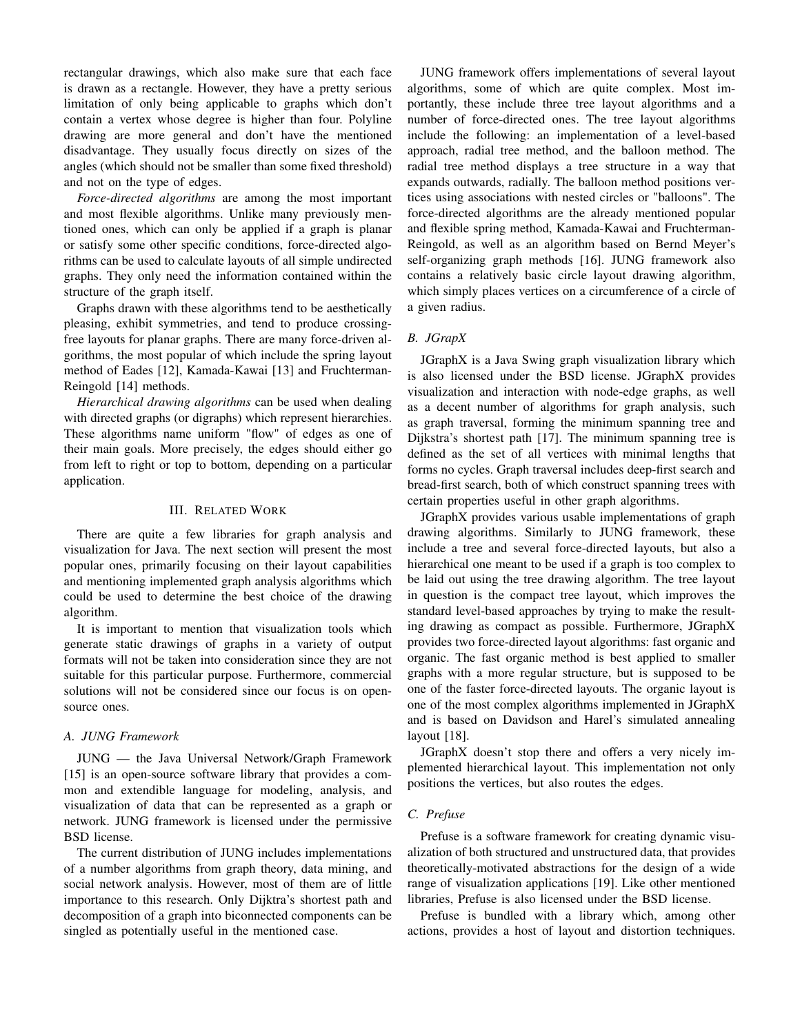rectangular drawings, which also make sure that each face is drawn as a rectangle. However, they have a pretty serious limitation of only being applicable to graphs which don't contain a vertex whose degree is higher than four. Polyline drawing are more general and don't have the mentioned disadvantage. They usually focus directly on sizes of the angles (which should not be smaller than some fixed threshold) and not on the type of edges.

*Force-directed algorithms* are among the most important and most flexible algorithms. Unlike many previously mentioned ones, which can only be applied if a graph is planar or satisfy some other specific conditions, force-directed algorithms can be used to calculate layouts of all simple undirected graphs. They only need the information contained within the structure of the graph itself.

Graphs drawn with these algorithms tend to be aesthetically pleasing, exhibit symmetries, and tend to produce crossing-free layouts for planar graphs. There are many force-driven algorithms, the most popular of which include the spring layout method of Eades [12], Kamada-Kawai [13] and Fruchterman-Reingold [14] methods.

*Hierarchical drawing algorithms* can be used when dealing with directed graphs (or digraphs) which represent hierarchies. These algorithms name uniform "flow" of edges as one of their main goals. More precisely, the edges should either go from left to right or top to bottom, depending on a particular application.

## III. Related Work

There are quite a few libraries for graph analysis and visualization for Java. The next section will present the most popular ones, primarily focusing on their layout capabilities and mentioning implemented graph analysis algorithms which could be used to determine the best choice of the drawing algorithm.

It is important to mention that visualization tools which generate static drawings of graphs in a variety of output formats will not be taken into consideration since they are not suitable for this particular purpose. Furthermore, commercial solutions will not be considered since our focus is on open-source ones.

### A. JUNG Framework

JUNG — the Java Universal Network/Graph Framework [15] is an open-source software library that provides a common and extendible language for modeling, analysis, and visualization of data that can be represented as a graph or network. JUNG framework is licensed under the permissive BSD license.

The current distribution of JUNG includes implementations of a number algorithms from graph theory, data mining, and social network analysis. However, most of them are of little importance to this research. Only Dijktra's shortest path and decomposition of a graph into biconnected components can be singled as potentially useful in the mentioned case.

JUNG framework offers implementations of several layout algorithms, some of which are quite complex. Most importantly, these include three tree layout algorithms and a number of force-directed ones. The tree layout algorithms include the following: an implementation of a level-based approach, radial tree method, and the balloon method. The radial tree method displays a tree structure in a way that expands outwards, radially. The balloon method positions vertices using associations with nested circles or "balloons". The force-directed algorithms are the already mentioned popular and flexible spring method, Kamada-Kawai and Fruchterman-Reingold, as well as an algorithm based on Bernd Meyer's self-organizing graph methods [16]. JUNG framework also contains a relatively basic circle layout drawing algorithm, which simply places vertices on a circumference of a circle of a given radius.

### B. JGrapX

JGraphX is a Java Swing graph visualization library which is also licensed under the BSD license. JGraphX provides visualization and interaction with node-edge graphs, as well as a decent number of algorithms for graph analysis, such as graph traversal, forming the minimum spanning tree and Dijkstra's shortest path [17]. The minimum spanning tree is defined as the set of all vertices with minimal lengths that forms no cycles. Graph traversal includes deep-first search and bread-first search, both of which construct spanning trees with certain properties useful in other graph algorithms.

JGraphX provides various usable implementations of graph drawing algorithms. Similarly to JUNG framework, these include a tree and several force-directed layouts, but also a hierarchical one meant to be used if a graph is too complex to be laid out using the tree drawing algorithm. The tree layout in question is the compact tree layout, which improves the standard level-based approaches by trying to make the resulting drawing as compact as possible. Furthermore, JGraphX provides two force-directed layout algorithms: fast organic and organic. The fast organic method is best applied to smaller graphs with a more regular structure, but is supposed to be one of the faster force-directed layouts. The organic layout is one of the most complex algorithms implemented in JGraphX and is based on Davidson and Harel's simulated annealing layout [18].

JGraphX doesn't stop there and offers a very nicely implemented hierarchical layout. This implementation not only positions the vertices, but also routes the edges.

### C. Prefuse

Prefuse is a software framework for creating dynamic visualization of both structured and unstructured data, that provides theoretically-motivated abstractions for the design of a wide range of visualization applications [19]. Like other mentioned libraries, Prefuse is also licensed under the BSD license.

Prefuse is bundled with a library which, among other actions, provides a host of layout and distortion techniques.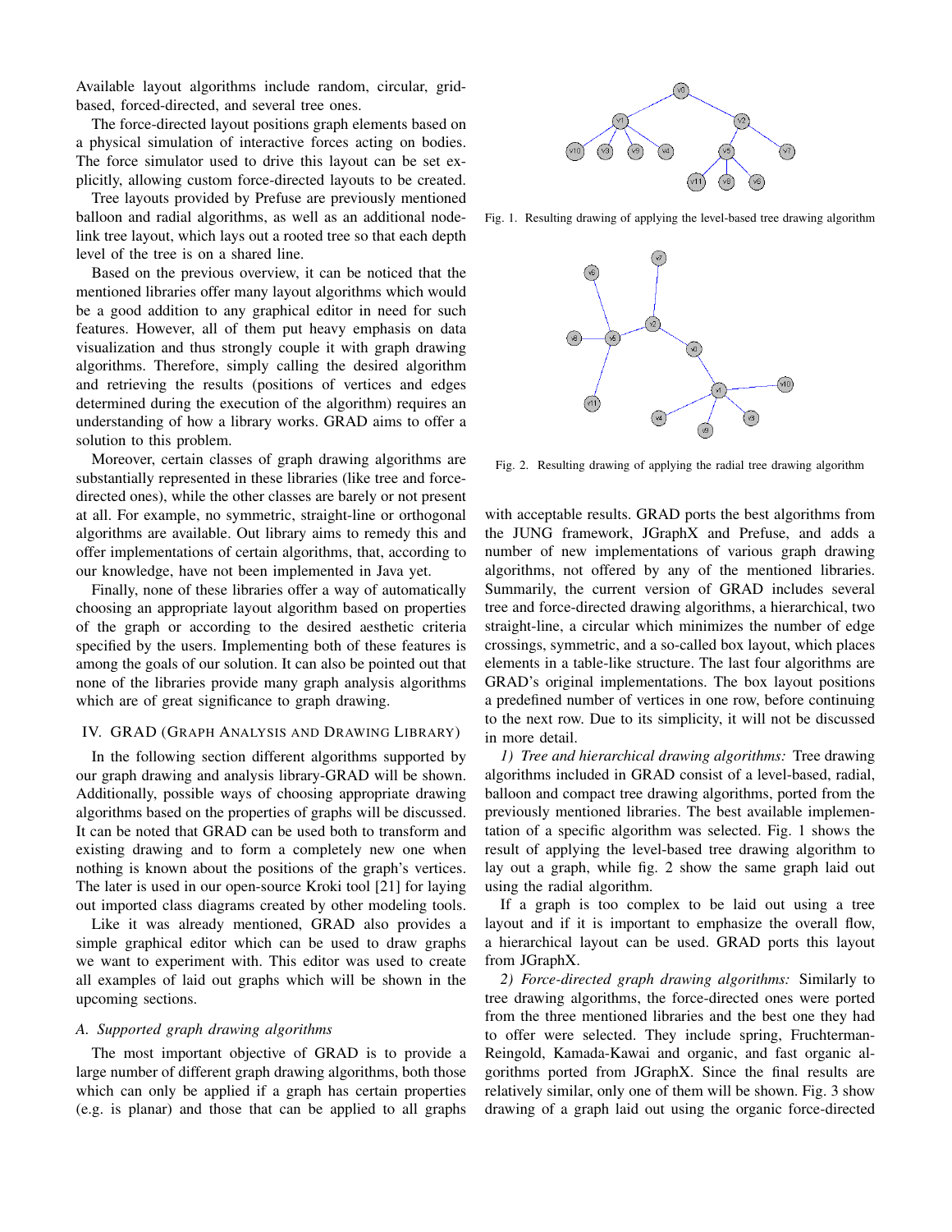Available layout algorithms include random, circular, grid-based, forced-directed, and several tree ones.

The force-directed layout positions graph elements based on a physical simulation of interactive forces acting on bodies. The force simulator used to drive this layout can be set explicitly, allowing custom force-directed layouts to be created.

Tree layouts provided by Prefuse are previously mentioned balloon and radial algorithms, as well as an additional node-link tree layout, which lays out a rooted tree so that each depth level of the tree is on a shared line.

Based on the previous overview, it can be noticed that the mentioned libraries offer many layout algorithms which would be a good addition to any graphical editor in need for such features. However, all of them put heavy emphasis on data visualization and thus strongly couple it with graph drawing algorithms. Therefore, simply calling the desired algorithm and retrieving the results (positions of vertices and edges determined during the execution of the algorithm) requires an understanding of how a library works. GRAD aims to offer a solution to this problem.

Moreover, certain classes of graph drawing algorithms are substantially represented in these libraries (like tree and force-directed ones), while the other classes are barely or not present at all. For example, no symmetric, straight-line or orthogonal algorithms are available. Out library aims to remedy this and offer implementations of certain algorithms, that, according to our knowledge, have not been implemented in Java yet.

Finally, none of these libraries offer a way of automatically choosing an appropriate layout algorithm based on properties of the graph or according to the desired aesthetic criteria specified by the users. Implementing both of these features is among the goals of our solution. It can also be pointed out that none of the libraries provide many graph analysis algorithms which are of great significance to graph drawing.

## IV. GRAD (Graph Analysis and Drawing Library)

In the following section different algorithms supported by our graph drawing and analysis library-GRAD will be shown. Additionally, possible ways of choosing appropriate drawing algorithms based on the properties of graphs will be discussed. It can be noted that GRAD can be used both to transform and existing drawing and to form a completely new one when nothing is known about the positions of the graph's vertices. The later is used in our open-source Kroki tool [21] for laying out imported class diagrams created by other modeling tools.

Like it was already mentioned, GRAD also provides a simple graphical editor which can be used to draw graphs we want to experiment with. This editor was used to create all examples of laid out graphs which will be shown in the upcoming sections.

### A. Supported graph drawing algorithms

The most important objective of GRAD is to provide a large number of different graph drawing algorithms, both those which can only be applied if a graph has certain properties (e.g. is planar) and those that can be applied to all graphs

Fig. 1. Resulting drawing of applying the level-based tree drawing algorithm

Fig. 2. Resulting drawing of applying the radial tree drawing algorithm

with acceptable results. GRAD ports the best algorithms from the JUNG framework, JGraphX and Prefuse, and adds a number of new implementations of various graph drawing algorithms, not offered by any of the mentioned libraries. Summarily, the current version of GRAD includes several tree and force-directed drawing algorithms, a hierarchical, two straight-line, a circular which minimizes the number of edge crossings, symmetric, and a so-called box layout, which places elements in a table-like structure. The last four algorithms are GRAD's original implementations. The box layout positions a predefined number of vertices in one row, before continuing to the next row. Due to its simplicity, it will not be discussed in more detail.

*1) Tree and hierarchical drawing algorithms:* Tree drawing algorithms included in GRAD consist of a level-based, radial, balloon and compact tree drawing algorithms, ported from the previously mentioned libraries. The best available implementation of a specific algorithm was selected. Fig. 1 shows the result of applying the level-based tree drawing algorithm to lay out a graph, while fig. 2 show the same graph laid out using the radial algorithm.

If a graph is too complex to be laid out using a tree layout and if it is important to emphasize the overall flow, a hierarchical layout can be used. GRAD ports this layout from JGraphX.

*2) Force-directed graph drawing algorithms:* Similarly to tree drawing algorithms, the force-directed ones were ported from the three mentioned libraries and the best one they had to offer were selected. They include spring, Fruchterman-Reingold, Kamada-Kawai and organic, and fast organic algorithms ported from JGraphX. Since the final results are relatively similar, only one of them will be shown. Fig. 3 show drawing of a graph laid out using the organic force-directed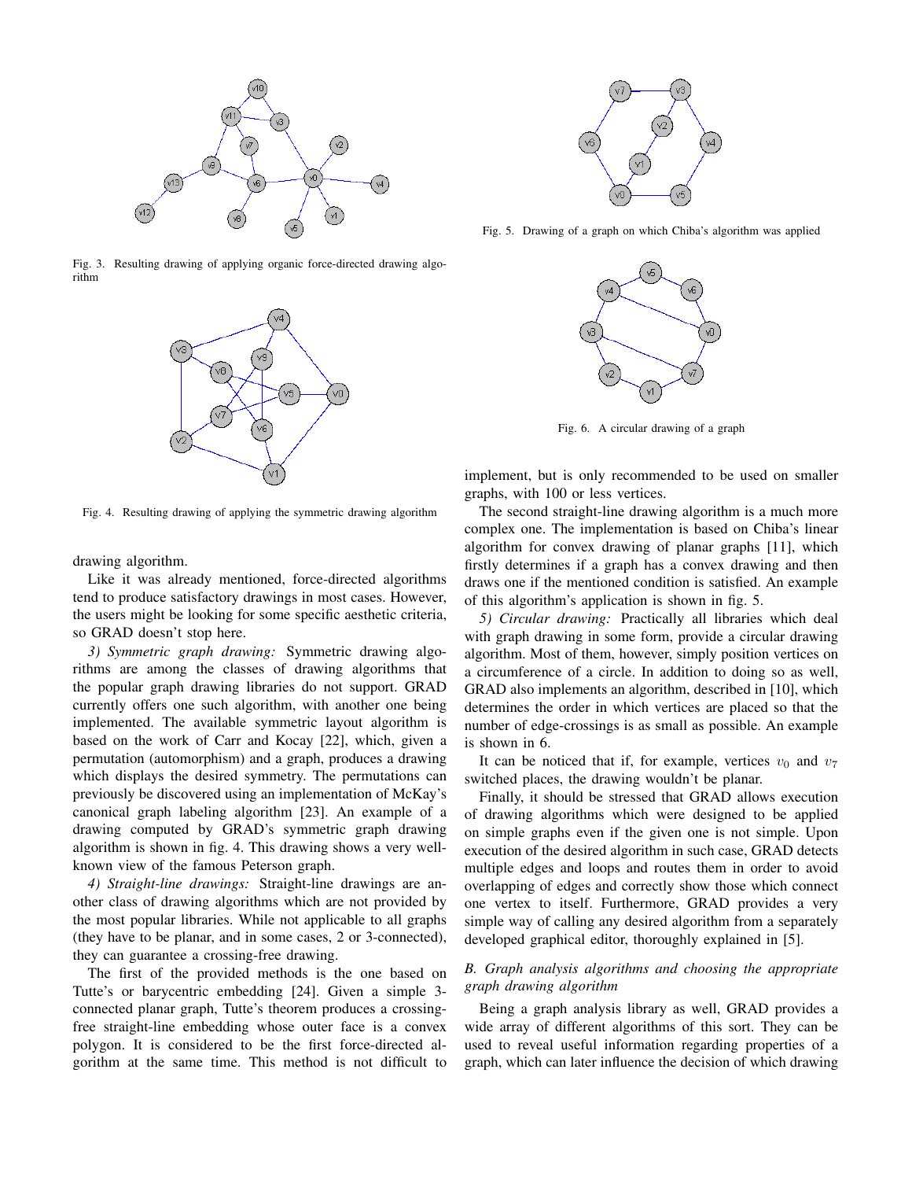Fig. 3. Resulting drawing of applying organic force-directed drawing algorithm

Fig. 4. Resulting drawing of applying the symmetric drawing algorithm

drawing algorithm.

Like it was already mentioned, force-directed algorithms tend to produce satisfactory drawings in most cases. However, the users might be looking for some specific aesthetic criteria, so GRAD doesn't stop here.

*3) Symmetric graph drawing:* Symmetric drawing algorithms are among the classes of drawing algorithms that the popular graph drawing libraries do not support. GRAD currently offers one such algorithm, with another one being implemented. The available symmetric layout algorithm is based on the work of Carr and Kocay [22], which, given a permutation (automorphism) and a graph, produces a drawing which displays the desired symmetry. The permutations can previously be discovered using an implementation of McKay's canonical graph labeling algorithm [23]. An example of a drawing computed by GRAD's symmetric graph drawing algorithm is shown in fig. 4. This drawing shows a very well-known view of the famous Peterson graph.

*4) Straight-line drawings:* Straight-line drawings are another class of drawing algorithms which are not provided by the most popular libraries. While not applicable to all graphs (they have to be planar, and in some cases, 2 or 3-connected), they can guarantee a crossing-free drawing.

The first of the provided methods is the one based on Tutte's or barycentric embedding [24]. Given a simple 3-connected planar graph, Tutte's theorem produces a crossing-free straight-line embedding whose outer face is a convex polygon. It is considered to be the first force-directed algorithm at the same time. This method is not difficult to implement, but is only recommended to be used on smaller graphs, with 100 or less vertices.

Fig. 5. Drawing of a graph on which Chiba's algorithm was applied

Fig. 6. A circular drawing of a graph

The second straight-line drawing algorithm is a much more complex one. The implementation is based on Chiba's linear algorithm for convex drawing of planar graphs [11], which firstly determines if a graph has a convex drawing and then draws one if the mentioned condition is satisfied. An example of this algorithm's application is shown in fig. 5.

*5) Circular drawing:* Practically all libraries which deal with graph drawing in some form, provide a circular drawing algorithm. Most of them, however, simply position vertices on a circumference of a circle. In addition to doing so as well, GRAD also implements an algorithm, described in [10], which determines the order in which vertices are placed so that the number of edge-crossings is as small as possible. An example is shown in 6.

It can be noticed that if, for example, vertices $v_0$ and $v_7$ switched places, the drawing wouldn't be planar.

Finally, it should be stressed that GRAD allows execution of drawing algorithms which were designed to be applied on simple graphs even if the given one is not simple. Upon execution of the desired algorithm in such case, GRAD detects multiple edges and loops and routes them in order to avoid overlapping of edges and correctly show those which connect one vertex to itself. Furthermore, GRAD provides a very simple way of calling any desired algorithm from a separately developed graphical editor, thoroughly explained in [5].

### *B. Graph analysis algorithms and choosing the appropriate graph drawing algorithm*

Being a graph analysis library as well, GRAD provides a wide array of different algorithms of this sort. They can be used to reveal useful information regarding properties of a graph, which can later influence the decision of which drawing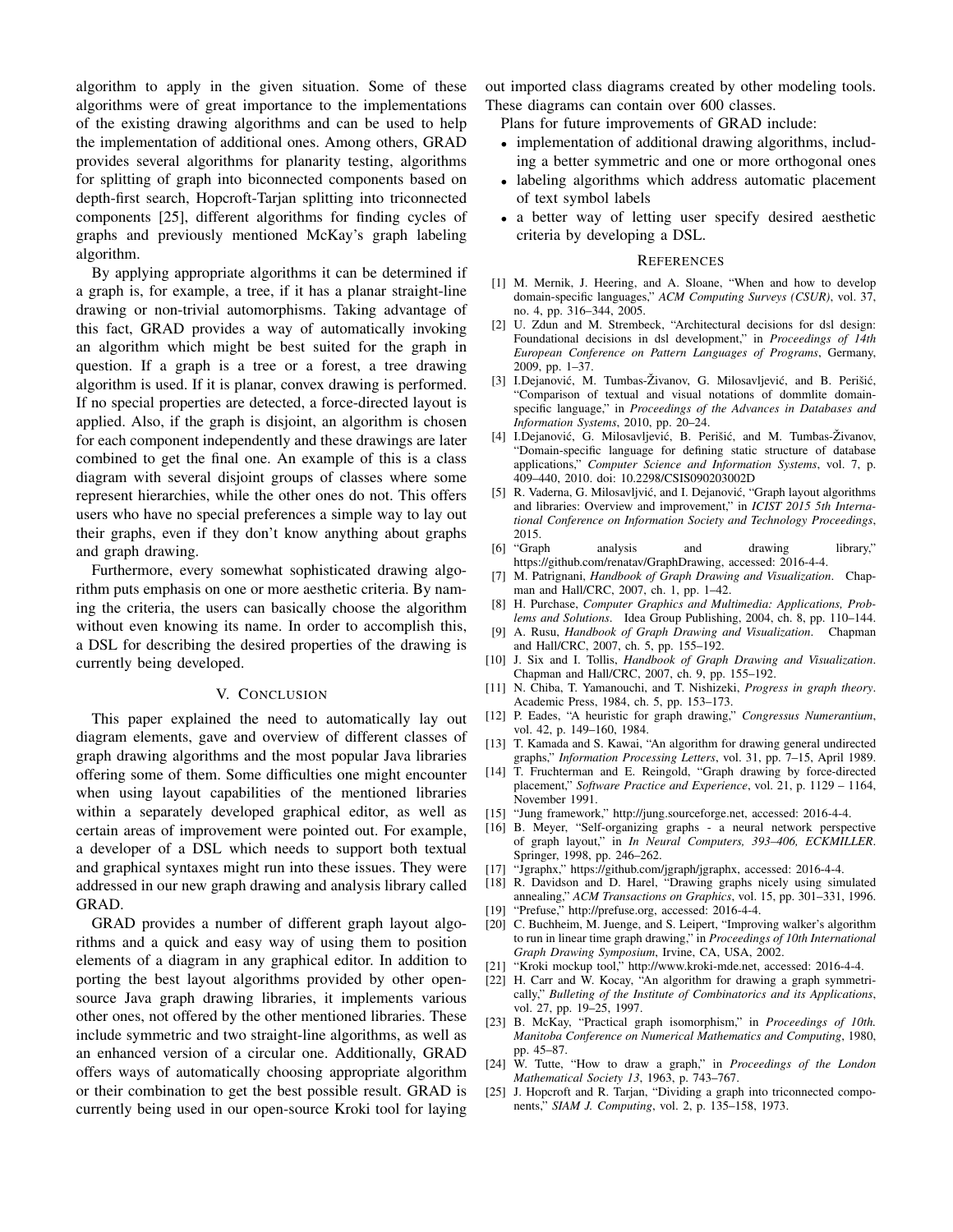algorithm to apply in the given situation. Some of these algorithms were of great importance to the implementations of the existing drawing algorithms and can be used to help the implementation of additional ones. Among others, GRAD provides several algorithms for planarity testing, algorithms for splitting of graph into biconnected components based on depth-first search, Hopcroft-Tarjan splitting into triconnected components [25], different algorithms for finding cycles of graphs and previously mentioned McKay's graph labeling algorithm.

By applying appropriate algorithms it can be determined if a graph is, for example, a tree, if it has a planar straight-line drawing or non-trivial automorphisms. Taking advantage of this fact, GRAD provides a way of automatically invoking an algorithm which might be best suited for the graph in question. If a graph is a tree or a forest, a tree drawing algorithm is used. If it is planar, convex drawing is performed. If no special properties are detected, a force-directed layout is applied. Also, if the graph is disjoint, an algorithm is chosen for each component independently and these drawings are later combined to get the final one. An example of this is a class diagram with several disjoint groups of classes where some represent hierarchies, while the other ones do not. This offers users who have no special preferences a simple way to lay out their graphs, even if they don't know anything about graphs and graph drawing.

Furthermore, every somewhat sophisticated drawing algorithm puts emphasis on one or more aesthetic criteria. By naming the criteria, the users can basically choose the algorithm without even knowing its name. In order to accomplish this, a DSL for describing the desired properties of the drawing is currently being developed.

## V. Conclusion

This paper explained the need to automatically lay out diagram elements, gave overview of different classes of graph drawing algorithms and the most popular Java libraries offering some of them. Some difficulties one might encounter when using layout capabilities of the mentioned libraries within a separately developed graphical editor, as well as certain areas of improvement were pointed out. For example, a developer of a DSL which needs to support both textual and graphical syntaxes might run into these issues. They were addressed in our new graph drawing and analysis library called GRAD.

GRAD provides a number of different graph layout algorithms and a quick and easy way of using them to position elements of a diagram in any graphical editor. In addition to porting the best layout algorithms provided by other open-source Java graph drawing libraries, it implements various other ones, not offered by the other mentioned libraries. These include symmetric and two straight-line algorithms, as well as an enhanced version of a circular one. Additionally, GRAD offers ways of automatically choosing appropriate algorithm or their combination to get the best possible result. GRAD is currently being used in our open-source Kroki tool for laying out imported class diagrams created by other modeling tools. These diagrams can contain over 600 classes.

Plans for future improvements of GRAD include:

- implementation of additional drawing algorithms, including a better symmetric and one or more orthogonal ones
- labeling algorithms which address automatic placement of text symbol labels
- a better way of letting user specify desired aesthetic criteria by developing a DSL.

## References

[1] M. Mernik, J. Heering, and A. Sloane, "When and how to develop domain-specific languages," *ACM Computing Surveys (CSUR)*, vol. 37, no. 4, pp. 316–344, 2005.

[2] U. Zdun and M. Strembeck, "Architectural decisions for dsl design: Foundational decisions in dsl development," in *Proceedings of 14th European Conference on Pattern Languages of Programs*, Germany, 2009, pp. 1–37.

[3] I.Dejanović, M. Tumbas-Živanov, G. Milosavljević, and B. Perišić, "Comparison of textual and visual notations of dommlite domain-specific language," in *Proceedings of the Advances in Databases and Information Systems*, 2010, pp. 20–24.

[4] I.Dejanović, G. Milosavljević, B. Perišić, and M. Tumbas-Živanov, "Domain-specific language for defining static structure of database applications," *Computer Science and Information Systems*, vol. 7, p. 409–440, 2010. doi: 10.2298/CSIS090203002D

[5] R. Vaderna, G. Milosavljvić, and I. Dejanović, "Graph layout algorithms and libraries: Overview and improvement," in *ICIST 2015 5th International Conference on Information Society and Technology Proceedings*, 2015.

[6] "Graph analysis and drawing library," https://github.com/renatav/GraphDrawing, accessed: 2016-4-4.

[7] M. Patrignani, *Handbook of Graph Drawing and Visualization*. Chapman and Hall/CRC, 2007, ch. 1, pp. 1–42.

[8] H. Purchase, *Computer Graphics and Multimedia: Applications, Problems and Solutions*. Idea Group Publishing, 2004, ch. 8, pp. 110–144.

[9] A. Rusu, *Handbook of Graph Drawing and Visualization*. Chapman and Hall/CRC, 2007, ch. 5, pp. 155–192.

[10] J. Six and I. Tollis, *Handbook of Graph Drawing and Visualization*. Chapman and Hall/CRC, 2007, ch. 9, pp. 155–192.

[11] N. Chiba, T. Yamanouchi, and T. Nishizeki, *Progress in graph theory*. Academic Press, 1984, ch. 5, pp. 153–173.

[12] P. Eades, "A heuristic for graph drawing," *Congressus Numerantium*, vol. 42, p. 149–160, 1984.

[13] T. Kamada and S. Kawai, "An algorithm for drawing general undirected graphs," *Information Processing Letters*, vol. 31, pp. 7–15, April 1989.

[14] T. Fruchterman and E. Reingold, "Graph drawing by force-directed placement," *Software Practice and Experience*, vol. 21, p. 1129 – 1164, November 1991.

[15] "Jung framework," http://jung.sourceforge.net, accessed: 2016-4-4.

[16] B. Meyer, "Self-organizing graphs - a neural network perspective of graph layout," in *In Neural Computers, 393–406, ECKMILLER*. Springer, 1998, pp. 246–262.

[17] "Jgraphx," https://github.com/jgraph/jgraphx, accessed: 2016-4-4.

[18] R. Davidson and D. Harel, "Drawing graphs nicely using simulated annealing," *ACM Transactions on Graphics*, vol. 15, pp. 301–331, 1996.

[19] "Prefuse," http://prefuse.org, accessed: 2016-4-4.

[20] C. Buchheim, M. Juenge, and S. Leipert, "Improving walker's algorithm to run in linear time graph drawing," in *Proceedings of 10th International Graph Drawing Symposium*, Irvine, CA, USA, 2002.

[21] "Kroki mockup tool," http://www.kroki-mde.net, accessed: 2016-4-4.

[22] H. Carr and W. Kocay, "An algorithm for drawing a graph symmetrically," *Bulleting of the Institute of Combinatorics and its Applications*, vol. 27, pp. 19–25, 1997.

[23] B. McKay, "Practical graph isomorphism," in *Proceedings of 10th. Manitoba Conference on Numerical Mathematics and Computing*, 1980, pp. 45–87.

[24] W. Tutte, "How to draw a graph," in *Proceedings of the London Mathematical Society 13*, 1963, p. 743–767.

[25] J. Hopcroft and R. Tarjan, "Dividing a graph into triconnected components," *SIAM J. Computing*, vol. 2, p. 135–158, 1973.